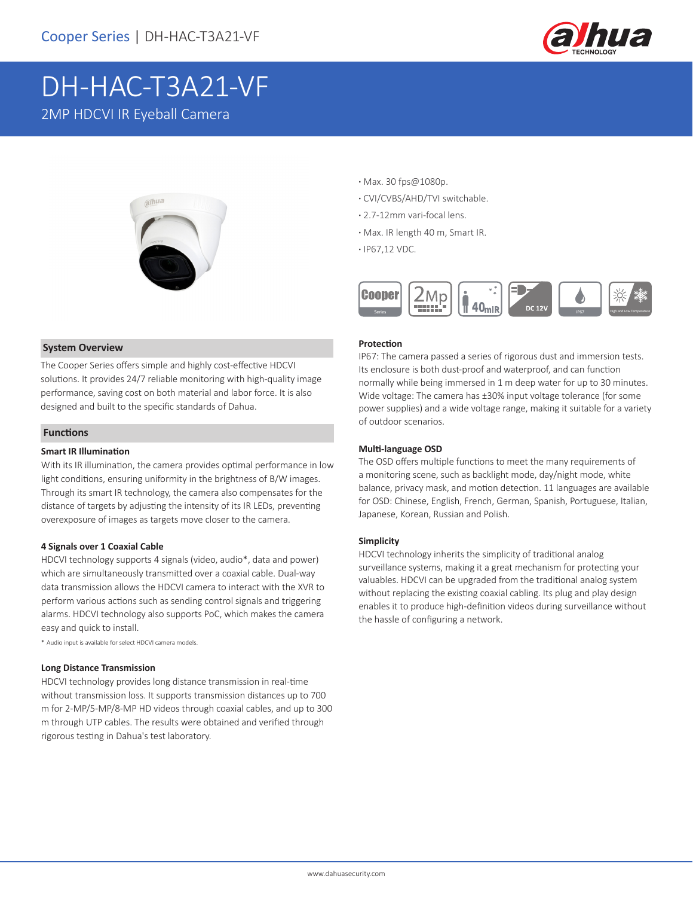# DH-HAC-T3A21-VF

2MP HDCVI IR Eyeball Camera

- Max. 30 fps@1080p.
- CVI/CVBS/AHD/TVI switchable.
- 2.7-12mm vari-focal lens.
- Max. IR length 40 m, Smart IR.
- IP67,12 VDC.

## System Overview

The Cooper Series offers simple and highly cost-effective HDCVI solutions. It provides 24/7 reliable monitoring with high-quality image performance, saving cost on both material and labor force. It is also designed and built to the specific standards of Dahua.

## Functions

### Smart IR Illumination

With its IR illumination, the camera provides optimal performance in low light conditions, ensuring uniformity in the brightness of B/W images. Through its smart IR technology, the camera also compensates for the distance of targets by adjusting the intensity of its IR LEDs, preventing overexposure of images as targets move closer to the camera.

### 4 Signals over 1 Coaxial Cable

HDCVI technology supports 4 signals (video, audio*, data and power) which are simultaneously transmitted over a coaxial cable. Dual-way data transmission allows the HDCVI camera to interact with the XVR to perform various actions such as sending control signals and triggering alarms. HDCVI technology also supports PoC, which makes the camera easy and quick to install.

* Audio input is available for select HDCVI camera models.

### Long Distance Transmission

HDCVI technology provides long distance transmission in real-time without transmission loss. It supports transmission distances up to 700 m for 2-MP/5-MP/8-MP HD videos through coaxial cables, and up to 300 m through UTP cables. The results were obtained and verified through rigorous testing in Dahua's test laboratory.

### Protection

IP67: The camera passed a series of rigorous dust and immersion tests. Its enclosure is both dust-proof and waterproof, and can function normally while being immersed in 1 m deep water for up to 30 minutes.
Wide voltage: The camera has ±30% input voltage tolerance (for some power supplies) and a wide voltage range, making it suitable for a variety of outdoor scenarios.

### Multi-language OSD

The OSD offers multiple functions to meet the many requirements of a monitoring scene, such as backlight mode, day/night mode, white balance, privacy mask, and motion detection. 11 languages are available for OSD: Chinese, English, French, German, Spanish, Portuguese, Italian, Japanese, Korean, Russian and Polish.

### Simplicity

HDCVI technology inherits the simplicity of traditional analog surveillance systems, making it a great mechanism for protecting your valuables. HDCVI can be upgraded from the traditional analog system without replacing the existing coaxial cabling. Its plug and play design enables it to produce high-definition videos during surveillance without the hassle of configuring a network.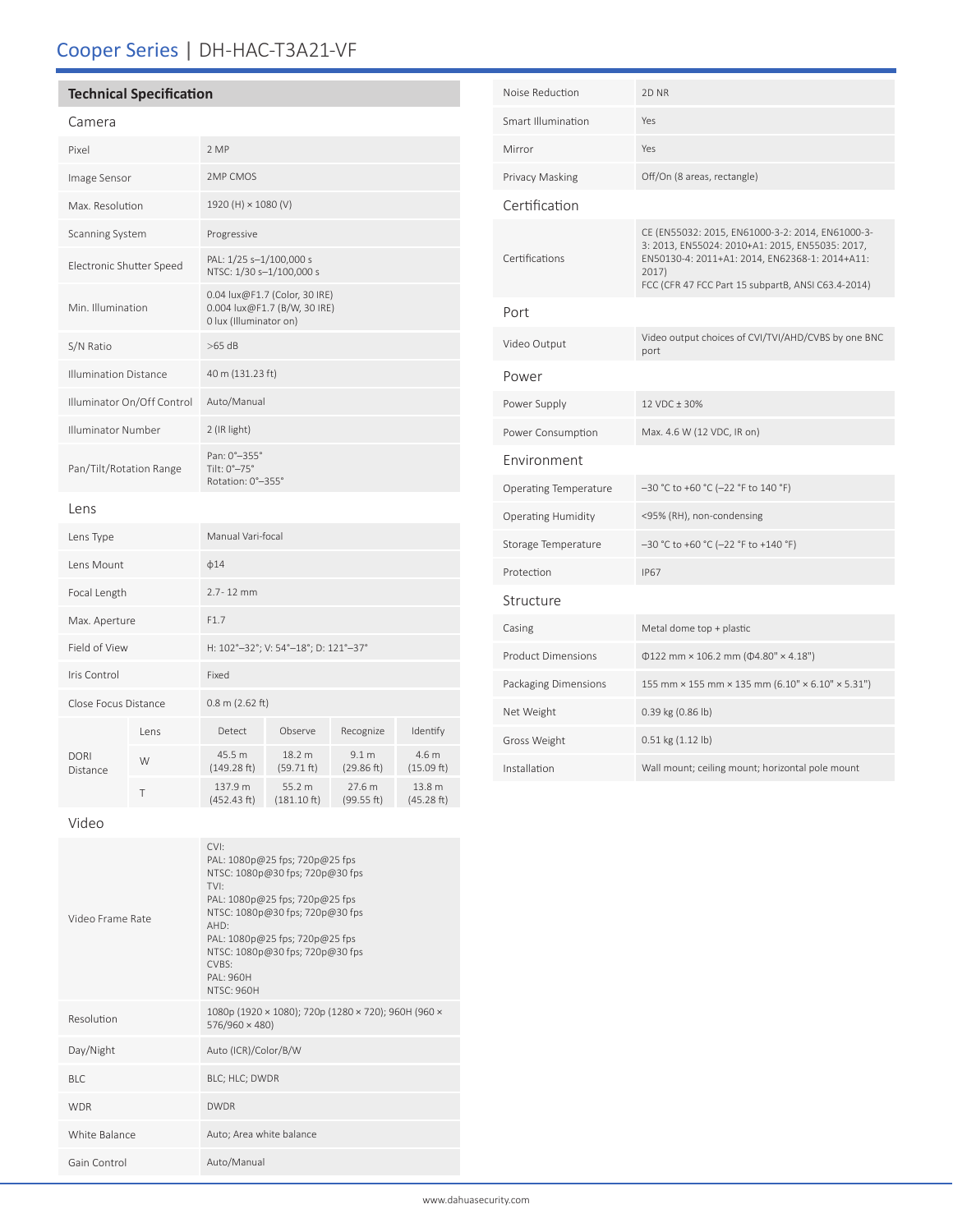# Cooper Series | DH-HAC-T3A21-VF

## Technical Specification

### Camera

| | |
|---|---|
| Pixel | 2 MP |
| Image Sensor | 2MP CMOS |
| Max. Resolution | 1920 (H) × 1080 (V) |
| Scanning System | Progressive |
| Electronic Shutter Speed | PAL: 1/25 s–1/100,000 s<br>NTSC: 1/30 s–1/100,000 s |
| Min. Illumination | 0.04 lux@F1.7 (Color, 30 IRE)<br>0.004 lux@F1.7 (B/W, 30 IRE)<br>0 lux (Illuminator on) |
| S/N Ratio | >65 dB |
| Illumination Distance | 40 m (131.23 ft) |
| Illuminator On/Off Control | Auto/Manual |
| Illuminator Number | 2 (IR light) |
| Pan/Tilt/Rotation Range | Pan: 0°–355°<br>Tilt: 0°–75°<br>Rotation: 0°–355° |

### Lens

| | |
|---|---|
| Lens Type | Manual Vari-focal |
| Lens Mount | ϕ14 |
| Focal Length | 2.7- 12 mm |
| Max. Aperture | F1.7 |
| Field of View | H: 102°–32°; V: 54°–18°; D: 121°–37° |
| Iris Control | Fixed |
| Close Focus Distance | 0.8 m (2.62 ft) |

| | | | | | |
|---|---|---|---|---|---|
| DORI Distance | Lens | Detect | Observe | Recognize | Identify |
| | W | 45.5 m (149.28 ft) | 18.2 m (59.71 ft) | 9.1 m (29.86 ft) | 4.6 m (15.09 ft) |
| | T | 137.9 m (452.43 ft) | 55.2 m (181.10 ft) | 27.6 m (99.55 ft) | 13.8 m (45.28 ft) |

### Video

| | |
|---|---|
| Video Frame Rate | CVI:<br>PAL: 1080p@25 fps; 720p@25 fps<br>NTSC: 1080p@30 fps; 720p@30 fps<br>TVI:<br>PAL: 1080p@25 fps; 720p@25 fps<br>NTSC: 1080p@30 fps; 720p@30 fps<br>AHD:<br>PAL: 1080p@25 fps; 720p@25 fps<br>NTSC: 1080p@30 fps; 720p@30 fps<br>CVBS:<br>PAL: 960H<br>NTSC: 960H |
| Resolution | 1080p (1920 × 1080); 720p (1280 × 720); 960H (960 × 576/960 × 480) |
| Day/Night | Auto (ICR)/Color/B/W |
| BLC | BLC; HLC; DWDR |
| WDR | DWDR |
| White Balance | Auto; Area white balance |
| Gain Control | Auto/Manual |
| Noise Reduction | 2D NR |
| Smart Illumination | Yes |
| Mirror | Yes |
| Privacy Masking | Off/On (8 areas, rectangle) |

### Certification

| | |
|---|---|
| Certifications | CE (EN55032: 2015, EN61000-3-2: 2014, EN61000-3-3: 2013, EN55024: 2010+A1: 2015, EN55035: 2017, EN50130-4: 2011+A1: 2014, EN62368-1: 2014+A11: 2017)<br>FCC (CFR 47 FCC Part 15 subpartB, ANSI C63.4-2014) |

### Port

| | |
|---|---|
| Video Output | Video output choices of CVI/TVI/AHD/CVBS by one BNC port |

### Power

| | |
|---|---|
| Power Supply | 12 VDC ± 30% |
| Power Consumption | Max. 4.6 W (12 VDC, IR on) |

### Environment

| | |
|---|---|
| Operating Temperature | –30 °C to +60 °C (–22 °F to 140 °F) |
| Operating Humidity | <95% (RH), non-condensing |
| Storage Temperature | –30 °C to +60 °C (–22 °F to +140 °F) |
| Protection | IP67 |

### Structure

| | |
|---|---|
| Casing | Metal dome top + plastic |
| Product Dimensions | Φ122 mm × 106.2 mm (Φ4.80" × 4.18") |
| Packaging Dimensions | 155 mm × 155 mm × 135 mm (6.10" × 6.10" × 5.31") |
| Net Weight | 0.39 kg (0.86 lb) |
| Gross Weight | 0.51 kg (1.12 lb) |
| Installation | Wall mount; ceiling mount; horizontal pole mount |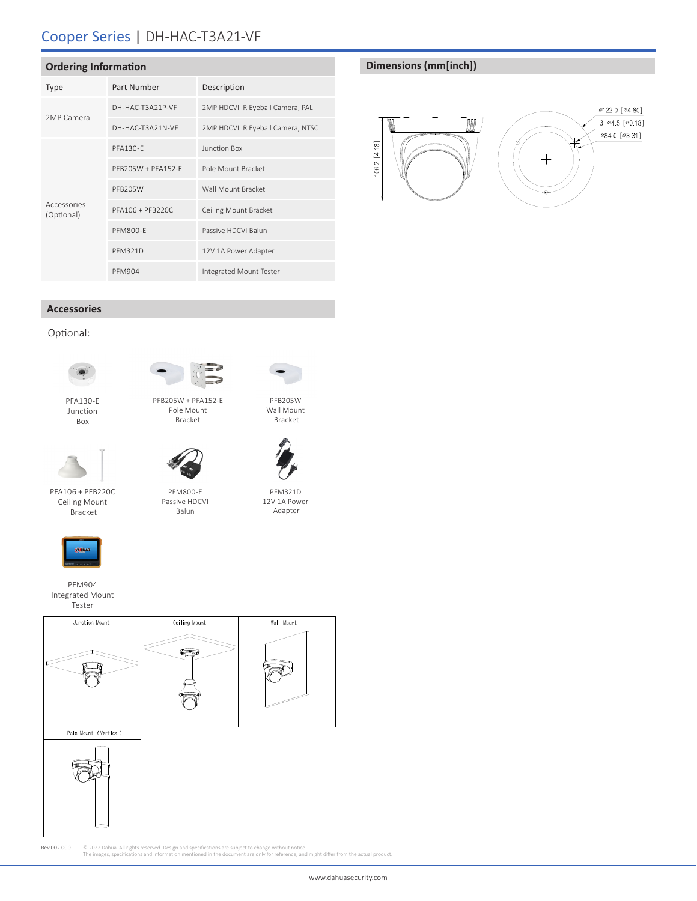# Cooper Series | DH-HAC-T3A21-VF

## Ordering Information

| Type | Part Number | Description |
|---|---|---|
| 2MP Camera | DH-HAC-T3A21P-VF | 2MP HDCVI IR Eyeball Camera, PAL |
| | DH-HAC-T3A21N-VF | 2MP HDCVI IR Eyeball Camera, NTSC |
| Accessories (Optional) | PFA130-E | Junction Box |
| | PFB205W + PFA152-E | Pole Mount Bracket |
| | PFB205W | Wall Mount Bracket |
| | PFA106 + PFB220C | Ceiling Mount Bracket |
| | PFM800-E | Passive HDCVI Balun |
| | PFM321D | 12V 1A Power Adapter |
| | PFM904 | Integrated Mount Tester |

## Dimensions (mm[inch])

106.2 [4.18]

ø122.0 [ø4.80]

3−ø4.5 [ø0.18]

ø84.0 [ø3.31]

## Accessories

Optional:

PFA130-E
Junction
Box

PFB205W + PFA152-E
Pole Mount
Bracket

PFB205W
Wall Mount
Bracket

PFA106 + PFB220C
Ceiling Mount
Bracket

PFM800-E
Passive HDCVI
Balun

PFM321D
12V 1A Power
Adapter

PFM904
Integrated Mount
Tester

Junction Mount

Ceiling Mount

Wall Mount

Pole Mount (Vertical)

Rev 002.000

© 2022 Dahua. All rights reserved. Design and specifications are subject to change without notice.
The images, specifications and information mentioned in the document are only for reference, and might differ from the actual product.

www.dahuasecurity.com